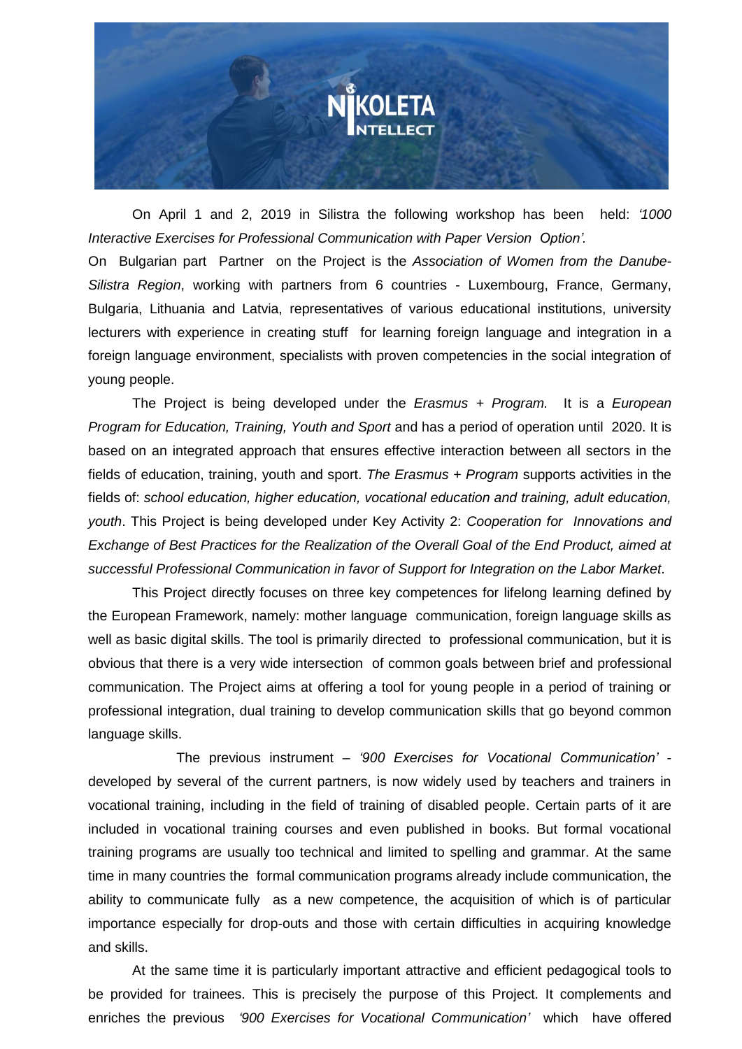On April 1 and 2, 2019 in Silistra the following workshop has been held: *'1000 Interactive Exercises for Professional Communication with Paper Version Option'.*

On Bulgarian part Partner on the Project is the *Association of Women from the Danube-Silistra Region*, working with partners from 6 countries - Luxembourg, France, Germany, Bulgaria, Lithuania and Latvia, representatives of various educational institutions, university lecturers with experience in creating stuff for learning foreign language and integration in a foreign language environment, specialists with proven competencies in the social integration of young people.

The Project is being developed under the *Erasmus + Program.* It is a *European Program for Education, Training, Youth and Sport* and has a period of operation until 2020. It is based on an integrated approach that ensures effective interaction between all sectors in the fields of education, training, youth and sport. *The Erasmus + Program* supports activities in the fields of: *school education, higher education, vocational education and training, adult education, youth*. This Project is being developed under Key Activity 2: *Cooperation for Innovations and Exchange of Best Practices for the Realization of the Overall Goal of the End Product, aimed at successful Professional Communication in favor of Support for Integration on the Labor Market*.

This Project directly focuses on three key competences for lifelong learning defined by the European Framework, namely: mother language communication, foreign language skills as well as basic digital skills. The tool is primarily directed to professional communication, but it is obvious that there is a very wide intersection of common goals between brief and professional communication. The Project aims at offering a tool for young people in a period of training or professional integration, dual training to develop communication skills that go beyond common language skills.

The previous instrument – *'900 Exercises for Vocational Communication'* - developed by several of the current partners, is now widely used by teachers and trainers in vocational training, including in the field of training of disabled people. Certain parts of it are included in vocational training courses and even published in books. But formal vocational training programs are usually too technical and limited to spelling and grammar. At the same time in many countries the formal communication programs already include communication, the ability to communicate fully as a new competence, the acquisition of which is of particular importance especially for drop-outs and those with certain difficulties in acquiring knowledge and skills.

At the same time it is particularly important attractive and efficient pedagogical tools to be provided for trainees. This is precisely the purpose of this Project. It complements and enriches the previous *'900 Exercises for Vocational Communication'* which have offered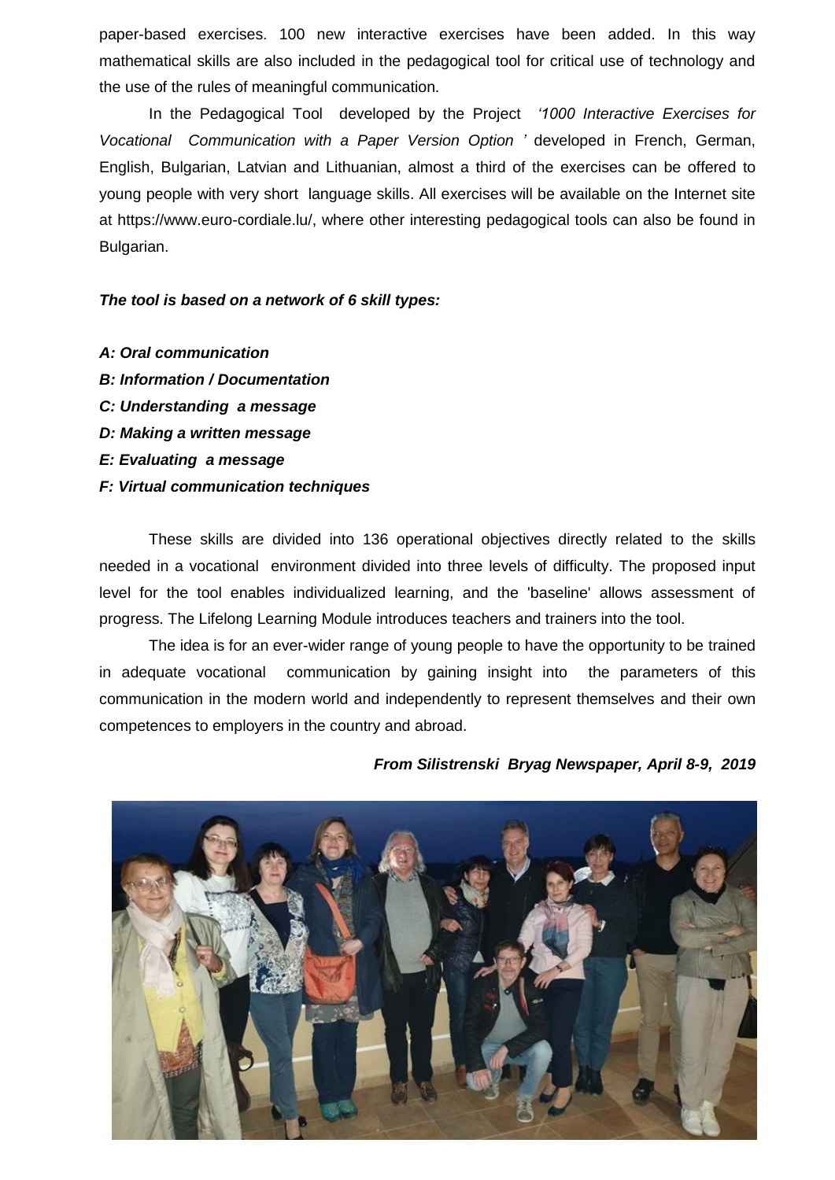paper-based exercises. 100 new interactive exercises have been added. In this way mathematical skills are also included in the pedagogical tool for critical use of technology and the use of the rules of meaningful communication.

In the Pedagogical Tool developed by the Project *'1000 Interactive Exercises for Vocational Communication with a Paper Version Option '* developed in French, German, English, Bulgarian, Latvian and Lithuanian, almost a third of the exercises can be offered to young people with very short language skills. All exercises will be available on the Internet site at https://www.euro-cordiale.lu/, where other interesting pedagogical tools can also be found in Bulgarian.

***The tool is based on a network of 6 skill types:***

***A: Oral communication***
***B: Information / Documentation***
***C: Understanding a message***
***D: Making a written message***
***E: Evaluating a message***
***F: Virtual communication techniques***

These skills are divided into 136 operational objectives directly related to the skills needed in a vocational environment divided into three levels of difficulty. The proposed input level for the tool enables individualized learning, and the 'baseline' allows assessment of progress. The Lifelong Learning Module introduces teachers and trainers into the tool.

The idea is for an ever-wider range of young people to have the opportunity to be trained in adequate vocational communication by gaining insight into the parameters of this communication in the modern world and independently to represent themselves and their own competences to employers in the country and abroad.

***From Silistrenski Bryag Newspaper, April 8-9, 2019***